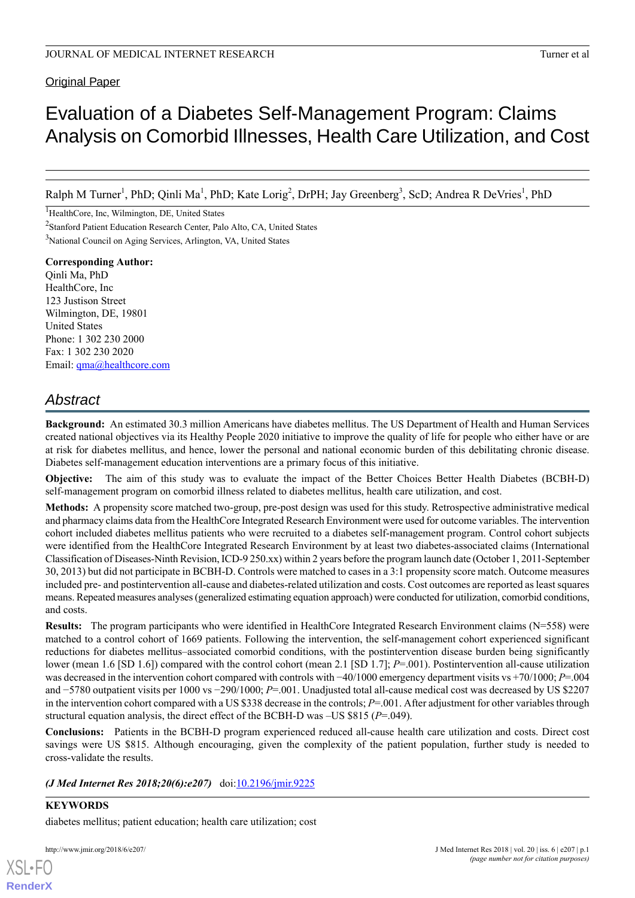Original Paper

# Evaluation of a Diabetes Self-Management Program: Claims Analysis on Comorbid Illnesses, Health Care Utilization, and Cost

Ralph M Turner[1], PhD; Qinli Ma[1], PhD; Kate Lorig[2], DrPH; Jay Greenberg[3], ScD; Andrea R DeVries[1], PhD

[1]HealthCore, Inc, Wilmington, DE, United States

[2]Stanford Patient Education Research Center, Palo Alto, CA, United States

[3]National Council on Aging Services, Arlington, VA, United States

**Corresponding Author:**
Qinli Ma, PhD
HealthCore, Inc
123 Justison Street
Wilmington, DE, 19801
United States
Phone: 1 302 230 2000
Fax: 1 302 230 2020
Email: qma@healthcore.com

## Abstract

**Background:** An estimated 30.3 million Americans have diabetes mellitus. The US Department of Health and Human Services created national objectives via its Healthy People 2020 initiative to improve the quality of life for people who either have or are at risk for diabetes mellitus, and hence, lower the personal and national economic burden of this debilitating chronic disease. Diabetes self-management education interventions are a primary focus of this initiative.

**Objective:** The aim of this study was to evaluate the impact of the Better Choices Better Health Diabetes (BCBH-D) self-management program on comorbid illness related to diabetes mellitus, health care utilization, and cost.

**Methods:** A propensity score matched two-group, pre-post design was used for this study. Retrospective administrative medical and pharmacy claims data from the HealthCore Integrated Research Environment were used for outcome variables. The intervention cohort included diabetes mellitus patients who were recruited to a diabetes self-management program. Control cohort subjects were identified from the HealthCore Integrated Research Environment by at least two diabetes-associated claims (International Classification of Diseases-Ninth Revision, ICD-9 250.xx) within 2 years before the program launch date (October 1, 2011-September 30, 2013) but did not participate in BCBH-D. Controls were matched to cases in a 3:1 propensity score match. Outcome measures included pre- and postintervention all-cause and diabetes-related utilization and costs. Cost outcomes are reported as least squares means. Repeated measures analyses (generalized estimating equation approach) were conducted for utilization, comorbid conditions, and costs.

**Results:** The program participants who were identified in HealthCore Integrated Research Environment claims (N=558) were matched to a control cohort of 1669 patients. Following the intervention, the self-management cohort experienced significant reductions for diabetes mellitus–associated comorbid conditions, with the postintervention disease burden being significantly lower (mean 1.6 [SD 1.6]) compared with the control cohort (mean 2.1 [SD 1.7]; *P*=.001). Postintervention all-cause utilization was decreased in the intervention cohort compared with controls with −40/1000 emergency department visits vs +70/1000; *P*=.004 and −5780 outpatient visits per 1000 vs −290/1000; *P*=.001. Unadjusted total all-cause medical cost was decreased by US $2207 in the intervention cohort compared with a US $338 decrease in the controls; *P*=.001. After adjustment for other variables through structural equation analysis, the direct effect of the BCBH-D was –US $815 (*P*=.049).

**Conclusions:** Patients in the BCBH-D program experienced reduced all-cause health care utilization and costs. Direct cost savings were US $815. Although encouraging, given the complexity of the patient population, further study is needed to cross-validate the results.

***(J Med Internet Res 2018;20(6):e207)*** doi:10.2196/jmir.9225

### KEYWORDS

diabetes mellitus; patient education; health care utilization; cost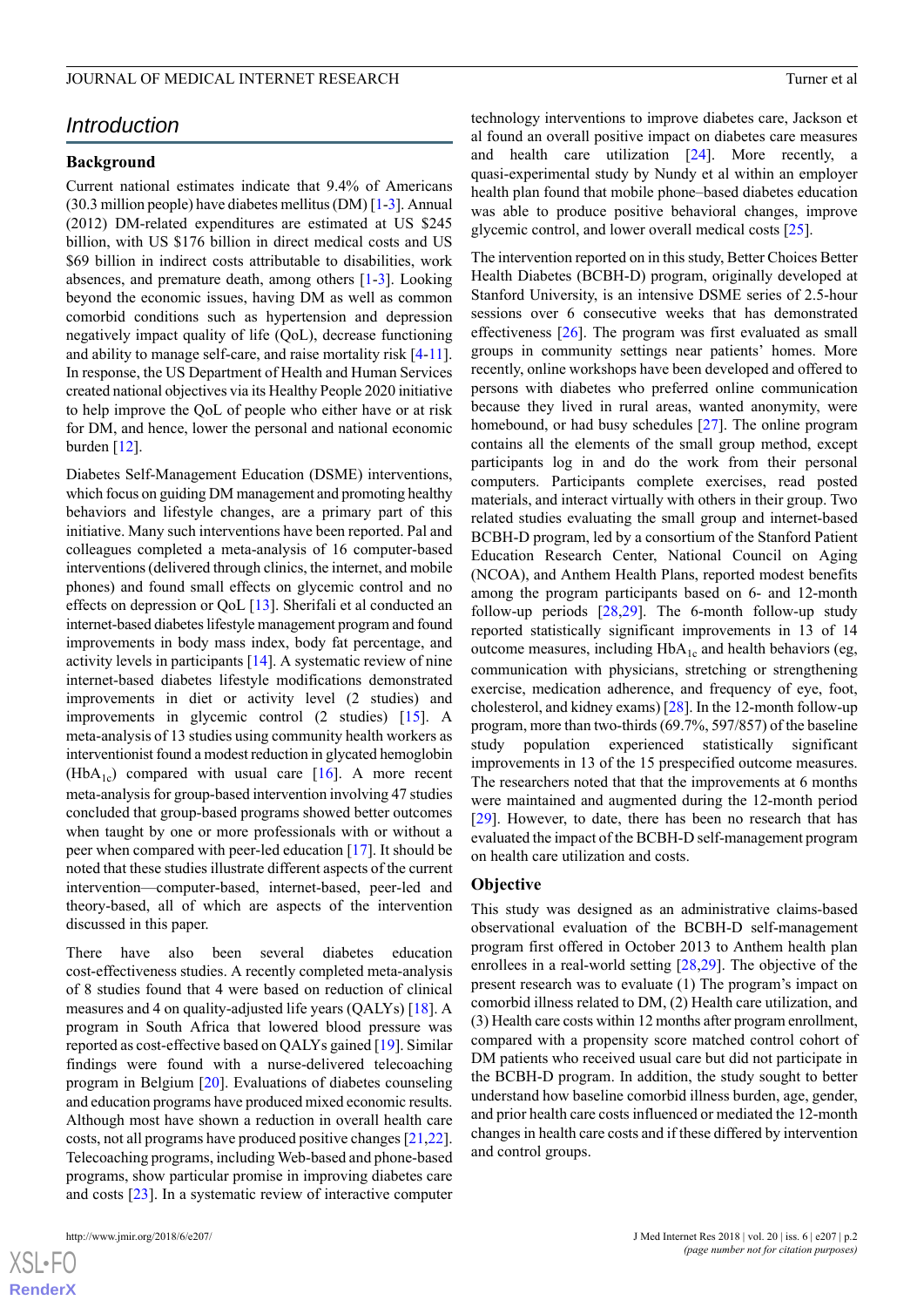## Introduction

### Background

Current national estimates indicate that 9.4% of Americans (30.3 million people) have diabetes mellitus (DM) [1-3]. Annual (2012) DM-related expenditures are estimated at US $245 billion, with US $176 billion in direct medical costs and US $69 billion in indirect costs attributable to disabilities, work absences, and premature death, among others [1-3]. Looking beyond the economic issues, having DM as well as common comorbid conditions such as hypertension and depression negatively impact quality of life (QoL), decrease functioning and ability to manage self-care, and raise mortality risk [4-11]. In response, the US Department of Health and Human Services created national objectives via its Healthy People 2020 initiative to help improve the QoL of people who either have or at risk for DM, and hence, lower the personal and national economic burden [12].

Diabetes Self-Management Education (DSME) interventions, which focus on guiding DM management and promoting healthy behaviors and lifestyle changes, are a primary part of this initiative. Many such interventions have been reported. Pal and colleagues completed a meta-analysis of 16 computer-based interventions (delivered through clinics, the internet, and mobile phones) and found small effects on glycemic control and no effects on depression or QoL [13]. Sherifali et al conducted an internet-based diabetes lifestyle management program and found improvements in body mass index, body fat percentage, and activity levels in participants [14]. A systematic review of nine internet-based diabetes lifestyle modifications demonstrated improvements in diet or activity level (2 studies) and improvements in glycemic control (2 studies) [15]. A meta-analysis of 13 studies using community health workers as interventionist found a modest reduction in glycated hemoglobin ($HbA_{1c}$) compared with usual care [16]. A more recent meta-analysis for group-based intervention involving 47 studies concluded that group-based programs showed better outcomes when taught by one or more professionals with or without a peer when compared with peer-led education [17]. It should be noted that these studies illustrate different aspects of the current intervention—computer-based, internet-based, peer-led and theory-based, all of which are aspects of the intervention discussed in this paper.

There have also been several diabetes education cost-effectiveness studies. A recently completed meta-analysis of 8 studies found that 4 were based on reduction of clinical measures and 4 on quality-adjusted life years (QALYs) [18]. A program in South Africa that lowered blood pressure was reported as cost-effective based on QALYs gained [19]. Similar findings were found with a nurse-delivered telecoaching program in Belgium [20]. Evaluations of diabetes counseling and education programs have produced mixed economic results. Although most have shown a reduction in overall health care costs, not all programs have produced positive changes [21,22]. Telecoaching programs, including Web-based and phone-based programs, show particular promise in improving diabetes care and costs [23]. In a systematic review of interactive computer technology interventions to improve diabetes care, Jackson et al found an overall positive impact on diabetes care measures and health care utilization [24]. More recently, a quasi-experimental study by Nundy et al within an employer health plan found that mobile phone–based diabetes education was able to produce positive behavioral changes, improve glycemic control, and lower overall medical costs [25].

The intervention reported on in this study, Better Choices Better Health Diabetes (BCBH-D) program, originally developed at Stanford University, is an intensive DSME series of 2.5-hour sessions over 6 consecutive weeks that has demonstrated effectiveness [26]. The program was first evaluated as small groups in community settings near patients' homes. More recently, online workshops have been developed and offered to persons with diabetes who preferred online communication because they lived in rural areas, wanted anonymity, were homebound, or had busy schedules [27]. The online program contains all the elements of the small group method, except participants log in and do the work from their personal computers. Participants complete exercises, read posted materials, and interact virtually with others in their group. Two related studies evaluating the small group and internet-based BCBH-D program, led by a consortium of the Stanford Patient Education Research Center, National Council on Aging (NCOA), and Anthem Health Plans, reported modest benefits among the program participants based on 6- and 12-month follow-up periods [28,29]. The 6-month follow-up study reported statistically significant improvements in 13 of 14 outcome measures, including $HbA_{1c}$ and health behaviors (eg, communication with physicians, stretching or strengthening exercise, medication adherence, and frequency of eye, foot, cholesterol, and kidney exams) [28]. In the 12-month follow-up program, more than two-thirds (69.7%, 597/857) of the baseline study population experienced statistically significant improvements in 13 of the 15 prespecified outcome measures. The researchers noted that that the improvements at 6 months were maintained and augmented during the 12-month period [29]. However, to date, there has been no research that has evaluated the impact of the BCBH-D self-management program on health care utilization and costs.

### Objective

This study was designed as an administrative claims-based observational evaluation of the BCBH-D self-management program first offered in October 2013 to Anthem health plan enrollees in a real-world setting [28,29]. The objective of the present research was to evaluate (1) The program's impact on comorbid illness related to DM, (2) Health care utilization, and (3) Health care costs within 12 months after program enrollment, compared with a propensity score matched control cohort of DM patients who received usual care but did not participate in the BCBH-D program. In addition, the study sought to better understand how baseline comorbid illness burden, age, gender, and prior health care costs influenced or mediated the 12-month changes in health care costs and if these differed by intervention and control groups.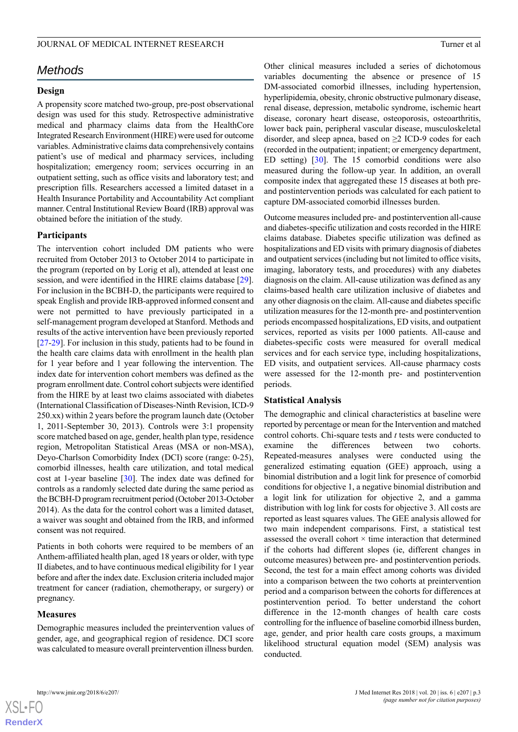## Methods

### Design

A propensity score matched two-group, pre-post observational design was used for this study. Retrospective administrative medical and pharmacy claims data from the HealthCore Integrated Research Environment (HIRE) were used for outcome variables. Administrative claims data comprehensively contains patient's use of medical and pharmacy services, including hospitalization; emergency room; services occurring in an outpatient setting, such as office visits and laboratory test; and prescription fills. Researchers accessed a limited dataset in a Health Insurance Portability and Accountability Act compliant manner. Central Institutional Review Board (IRB) approval was obtained before the initiation of the study.

### Participants

The intervention cohort included DM patients who were recruited from October 2013 to October 2014 to participate in the program (reported on by Lorig et al), attended at least one session, and were identified in the HIRE claims database [29]. For inclusion in the BCBH-D, the participants were required to speak English and provide IRB-approved informed consent and were not permitted to have previously participated in a self-management program developed at Stanford. Methods and results of the active intervention have been previously reported [27-29]. For inclusion in this study, patients had to be found in the health care claims data with enrollment in the health plan for 1 year before and 1 year following the intervention. The index date for intervention cohort members was defined as the program enrollment date. Control cohort subjects were identified from the HIRE by at least two claims associated with diabetes (International Classification of Diseases-Ninth Revision, ICD-9 250.xx) within 2 years before the program launch date (October 1, 2011-September 30, 2013). Controls were 3:1 propensity score matched based on age, gender, health plan type, residence region, Metropolitan Statistical Areas (MSA or non-MSA), Deyo-Charlson Comorbidity Index (DCI) score (range: 0-25), comorbid illnesses, health care utilization, and total medical cost at 1-year baseline [30]. The index date was defined for controls as a randomly selected date during the same period as the BCBH-D program recruitment period (October 2013-October 2014). As the data for the control cohort was a limited dataset, a waiver was sought and obtained from the IRB, and informed consent was not required.

Patients in both cohorts were required to be members of an Anthem-affiliated health plan, aged 18 years or older, with type II diabetes, and to have continuous medical eligibility for 1 year before and after the index date. Exclusion criteria included major treatment for cancer (radiation, chemotherapy, or surgery) or pregnancy.

### Measures

Demographic measures included the preintervention values of gender, age, and geographical region of residence. DCI score was calculated to measure overall preintervention illness burden.

Other clinical measures included a series of dichotomous variables documenting the absence or presence of 15 DM-associated comorbid illnesses, including hypertension, hyperlipidemia, obesity, chronic obstructive pulmonary disease, renal disease, depression, metabolic syndrome, ischemic heart disease, coronary heart disease, osteoporosis, osteoarthritis, lower back pain, peripheral vascular disease, musculoskeletal disorder, and sleep apnea, based on ≥2 ICD-9 codes for each (recorded in the outpatient; inpatient; or emergency department, ED setting) [30]. The 15 comorbid conditions were also measured during the follow-up year. In addition, an overall composite index that aggregated these 15 diseases at both pre- and postintervention periods was calculated for each patient to capture DM-associated comorbid illnesses burden.

Outcome measures included pre- and postintervention all-cause and diabetes-specific utilization and costs recorded in the HIRE claims database. Diabetes specific utilization was defined as hospitalizations and ED visits with primary diagnosis of diabetes and outpatient services (including but not limited to office visits, imaging, laboratory tests, and procedures) with any diabetes diagnosis on the claim. All-cause utilization was defined as any claims-based health care utilization inclusive of diabetes and any other diagnosis on the claim. All-cause and diabetes specific utilization measures for the 12-month pre- and postintervention periods encompassed hospitalizations, ED visits, and outpatient services, reported as visits per 1000 patients. All-cause and diabetes-specific costs were measured for overall medical services and for each service type, including hospitalizations, ED visits, and outpatient services. All-cause pharmacy costs were assessed for the 12-month pre- and postintervention periods.

### Statistical Analysis

The demographic and clinical characteristics at baseline were reported by percentage or mean for the Intervention and matched control cohorts. Chi-square tests and $t$ tests were conducted to examine the differences between two cohorts. Repeated-measures analyses were conducted using the generalized estimating equation (GEE) approach, using a binomial distribution and a logit link for presence of comorbid conditions for objective 1, a negative binomial distribution and a logit link for utilization for objective 2, and a gamma distribution with log link for costs for objective 3. All costs are reported as least squares values. The GEE analysis allowed for two main independent comparisons. First, a statistical test assessed the overall cohort × time interaction that determined if the cohorts had different slopes (ie, different changes in outcome measures) between pre- and postintervention periods. Second, the test for a main effect among cohorts was divided into a comparison between the two cohorts at preintervention period and a comparison between the cohorts for differences at postintervention period. To better understand the cohort difference in the 12-month changes of health care costs controlling for the influence of baseline comorbid illness burden, age, gender, and prior health care costs groups, a maximum likelihood structural equation model (SEM) analysis was conducted.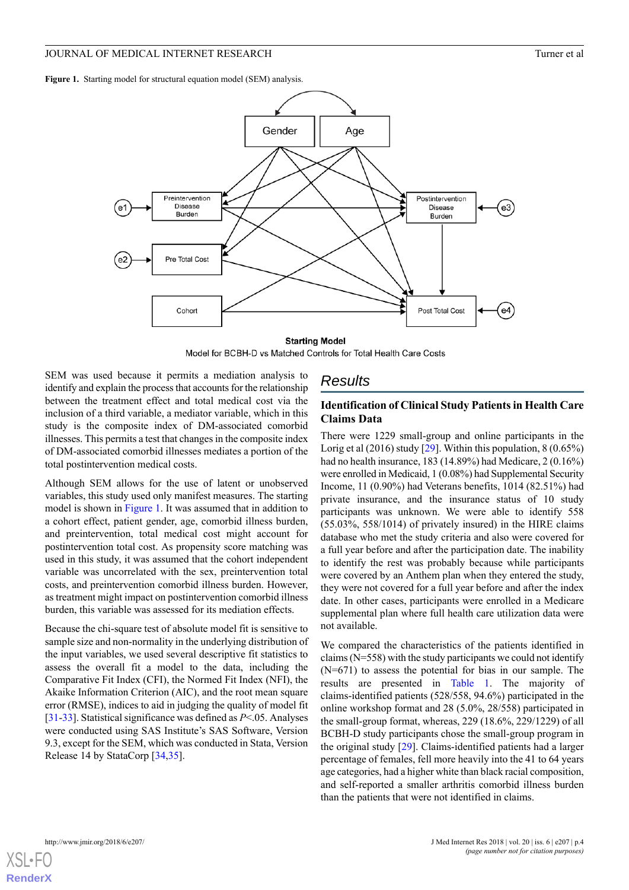**Figure 1.** Starting model for structural equation model (SEM) analysis.

SEM was used because it permits a mediation analysis to identify and explain the process that accounts for the relationship between the treatment effect and total medical cost via the inclusion of a third variable, a mediator variable, which in this study is the composite index of DM-associated comorbid illnesses. This permits a test that changes in the composite index of DM-associated comorbid illnesses mediates a portion of the total postintervention medical costs.

Although SEM allows for the use of latent or unobserved variables, this study used only manifest measures. The starting model is shown in Figure 1. It was assumed that in addition to a cohort effect, patient gender, age, comorbid illness burden, and preintervention, total medical cost might account for postintervention total cost. As propensity score matching was used in this study, it was assumed that the cohort independent variable was uncorrelated with the sex, preintervention total costs, and preintervention comorbid illness burden. However, as treatment might impact on postintervention comorbid illness burden, this variable was assessed for its mediation effects.

Because the chi-square test of absolute model fit is sensitive to sample size and non-normality in the underlying distribution of the input variables, we used several descriptive fit statistics to assess the overall fit of a model to the data, including the Comparative Fit Index (CFI), the Normed Fit Index (NFI), the Akaike Information Criterion (AIC), and the root mean square error (RMSE), indices to aid in judging the quality of model fit [31-33]. Statistical significance was defined as $P<.05$. Analyses were conducted using SAS Institute's SAS Software, Version 9.3, except for the SEM, which was conducted in Stata, Version Release 14 by StataCorp [34,35].

## Results

### Identification of Clinical Study Patients in Health Care Claims Data

There were 1229 small-group and online participants in the Lorig et al (2016) study [29]. Within this population, 8 (0.65%) had no health insurance, 183 (14.89%) had Medicare, 2 (0.16%) were enrolled in Medicaid, 1 (0.08%) had Supplemental Security Income, 11 (0.90%) had Veterans benefits, 1014 (82.51%) had private insurance, and the insurance status of 10 study participants was unknown. We were able to identify 558 (55.03%, 558/1014) of privately insured) in the HIRE claims database who met the study criteria and also were covered for a full year before and after the participation date. The inability to identify the rest was probably because while participants were covered by an Anthem plan when they entered the study, they were not covered for a full year before and after the index date. In other cases, participants were enrolled in a Medicare supplemental plan where full health care utilization data were not available.

We compared the characteristics of the patients identified in claims (N=558) with the study participants we could not identify (N=671) to assess the potential for bias in our sample. The results are presented in Table 1. The majority of claims-identified patients (528/558, 94.6%) participated in the online workshop format and 28 (5.0%, 28/558) participated in the small-group format, whereas, 229 (18.6%, 229/1229) of all BCBH-D study participants chose the small-group program in the original study [29]. Claims-identified patients had a larger percentage of females, fell more heavily into the 41 to 64 years age categories, had a higher white than black racial composition, and self-reported a smaller arthritis comorbid illness burden than the patients that were not identified in claims.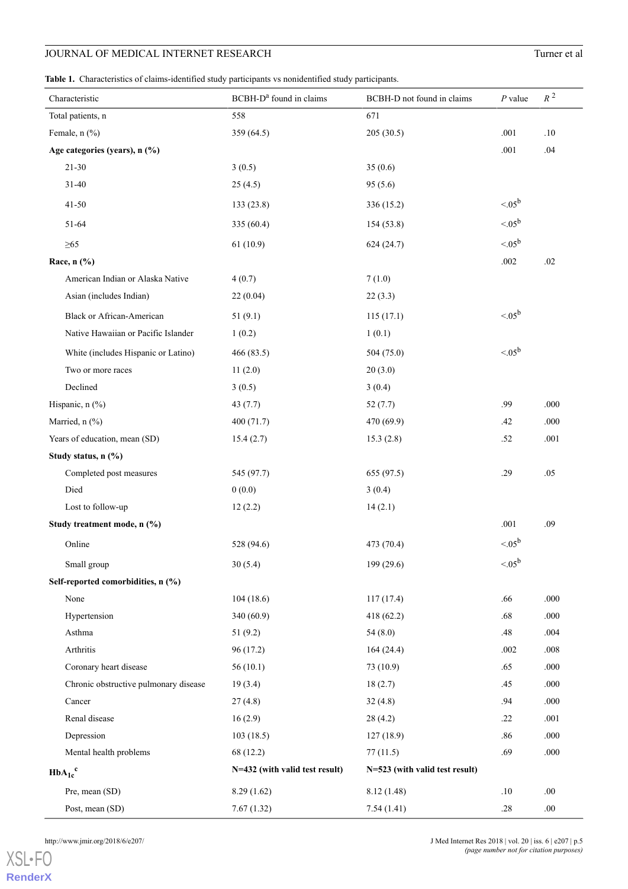**Table 1.** Characteristics of claims-identified study participants vs nonidentified study participants.

| Characteristic | BCBH-D[a] found in claims | BCBH-D not found in claims | *P* value | $R^2$ |
|---|---|---|---|---|
| Total patients, n | 558 | 671 | | |
| Female, n (%) | 359 (64.5) | 205 (30.5) | .001 | .10 |
| **Age categories (years), n (%)** | | | .001 | .04 |
| 21-30 | 3 (0.5) | 35 (0.6) | | |
| 31-40 | 25 (4.5) | 95 (5.6) | | |
| 41-50 | 133 (23.8) | 336 (15.2) | <.05[b] | |
| 51-64 | 335 (60.4) | 154 (53.8) | <.05[b] | |
| ≥65 | 61 (10.9) | 624 (24.7) | <.05[b] | |
| **Race, n (%)** | | | .002 | .02 |
| American Indian or Alaska Native | 4 (0.7) | 7 (1.0) | | |
| Asian (includes Indian) | 22 (0.04) | 22 (3.3) | | |
| Black or African-American | 51 (9.1) | 115 (17.1) | <.05[b] | |
| Native Hawaiian or Pacific Islander | 1 (0.2) | 1 (0.1) | | |
| White (includes Hispanic or Latino) | 466 (83.5) | 504 (75.0) | <.05[b] | |
| Two or more races | 11 (2.0) | 20 (3.0) | | |
| Declined | 3 (0.5) | 3 (0.4) | | |
| Hispanic, n (%) | 43 (7.7) | 52 (7.7) | .99 | .000 |
| Married, n (%) | 400 (71.7) | 470 (69.9) | .42 | .000 |
| Years of education, mean (SD) | 15.4 (2.7) | 15.3 (2.8) | .52 | .001 |
| **Study status, n (%)** | | | | |
| Completed post measures | 545 (97.7) | 655 (97.5) | .29 | .05 |
| Died | 0 (0.0) | 3 (0.4) | | |
| Lost to follow-up | 12 (2.2) | 14 (2.1) | | |
| **Study treatment mode, n (%)** | | | .001 | .09 |
| Online | 528 (94.6) | 473 (70.4) | <.05[b] | |
| Small group | 30 (5.4) | 199 (29.6) | <.05[b] | |
| **Self-reported comorbidities, n (%)** | | | | |
| None | 104 (18.6) | 117 (17.4) | .66 | .000 |
| Hypertension | 340 (60.9) | 418 (62.2) | .68 | .000 |
| Asthma | 51 (9.2) | 54 (8.0) | .48 | .004 |
| Arthritis | 96 (17.2) | 164 (24.4) | .002 | .008 |
| Coronary heart disease | 56 (10.1) | 73 (10.9) | .65 | .000 |
| Chronic obstructive pulmonary disease | 19 (3.4) | 18 (2.7) | .45 | .000 |
| Cancer | 27 (4.8) | 32 (4.8) | .94 | .000 |
| Renal disease | 16 (2.9) | 28 (4.2) | .22 | .001 |
| Depression | 103 (18.5) | 127 (18.9) | .86 | .000 |
| Mental health problems | 68 (12.2) | 77 (11.5) | .69 | .000 |
| **$HbA_{1c}$[c]** | **N=432 (with valid test result)** | **N=523 (with valid test result)** | | |
| Pre, mean (SD) | 8.29 (1.62) | 8.12 (1.48) | .10 | .00 |
| Post, mean (SD) | 7.67 (1.32) | 7.54 (1.41) | .28 | .00 |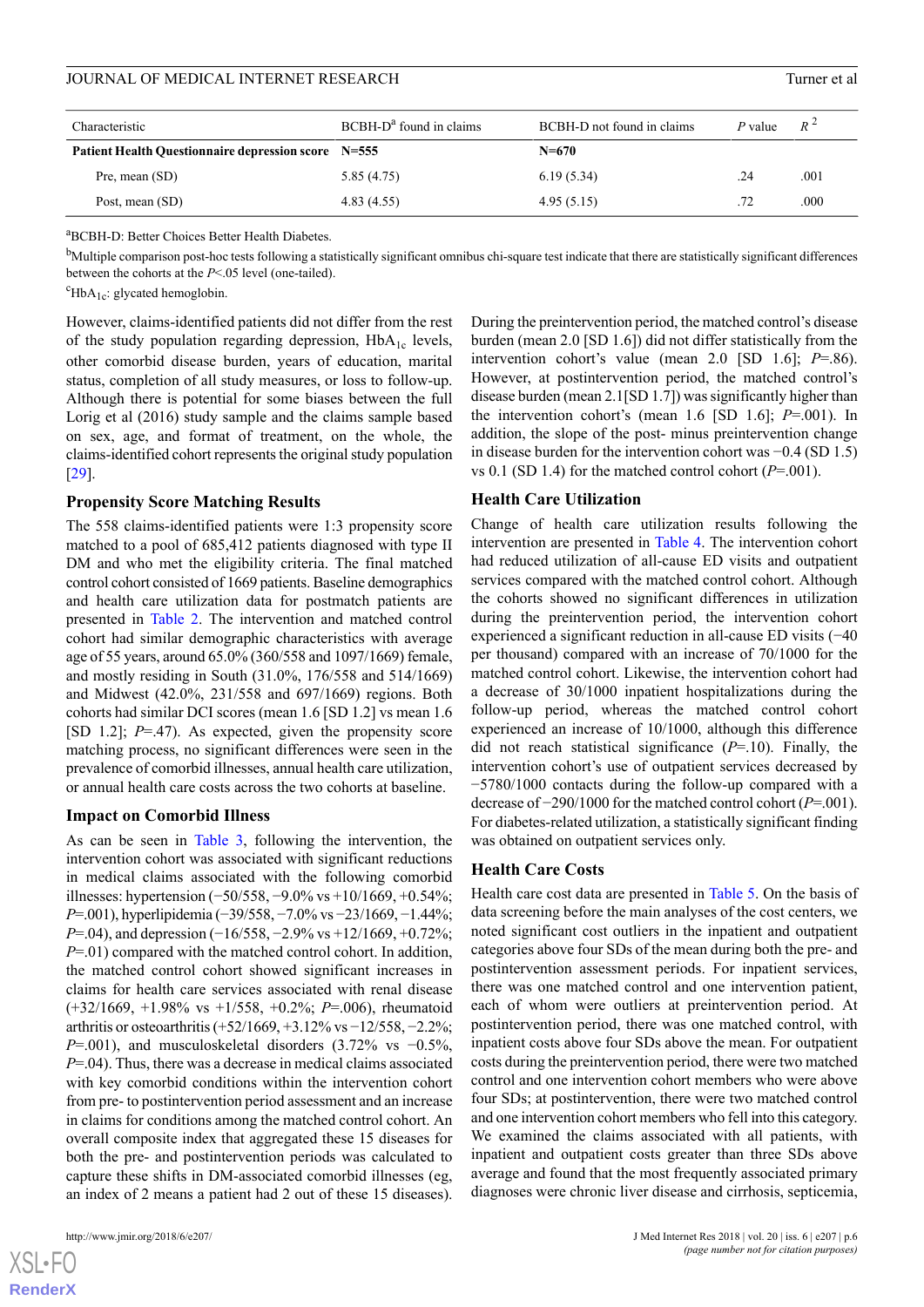| Characteristic | BCBH-D[a] found in claims | BCBH-D not found in claims | *P* value | $R^2$ |
|---|---|---|---|---|
| **Patient Health Questionnaire depression score** | **N=555** | **N=670** | | |
| Pre, mean (SD) | 5.85 (4.75) | 6.19 (5.34) | .24 | .001 |
| Post, mean (SD) | 4.83 (4.55) | 4.95 (5.15) | .72 | .000 |

[a]BCBH-D: Better Choices Better Health Diabetes.

[b]Multiple comparison post-hoc tests following a statistically significant omnibus chi-square test indicate that there are statistically significant differences between the cohorts at the *P*<.05 level (one-tailed).

[c]$HbA_{1c}$: glycated hemoglobin.

However, claims-identified patients did not differ from the rest of the study population regarding depression, $HbA_{1c}$ levels, other comorbid disease burden, years of education, marital status, completion of all study measures, or loss to follow-up. Although there is potential for some biases between the full Lorig et al (2016) study sample and the claims sample based on sex, age, and format of treatment, on the whole, the claims-identified cohort represents the original study population [29].

## Propensity Score Matching Results

The 558 claims-identified patients were 1:3 propensity score matched to a pool of 685,412 patients diagnosed with type II DM and who met the eligibility criteria. The final matched control cohort consisted of 1669 patients. Baseline demographics and health care utilization data for postmatch patients are presented in Table 2. The intervention and matched control cohort had similar demographic characteristics with average age of 55 years, around 65.0% (360/558 and 1097/1669) female, and mostly residing in South (31.0%, 176/558 and 514/1669) and Midwest (42.0%, 231/558 and 697/1669) regions. Both cohorts had similar DCI scores (mean 1.6 [SD 1.2] vs mean 1.6 [SD 1.2]; *P*=.47). As expected, given the propensity score matching process, no significant differences were seen in the prevalence of comorbid illnesses, annual health care utilization, or annual health care costs across the two cohorts at baseline.

## Impact on Comorbid Illness

As can be seen in Table 3, following the intervention, the intervention cohort was associated with significant reductions in medical claims associated with the following comorbid illnesses: hypertension (−50/558, −9.0% vs +10/1669, +0.54%; *P*=.001), hyperlipidemia (−39/558, −7.0% vs −23/1669, −1.44%; *P*=.04), and depression (−16/558, −2.9% vs +12/1669, +0.72%; *P*=.01) compared with the matched control cohort. In addition, the matched control cohort showed significant increases in claims for health care services associated with renal disease (+32/1669, +1.98% vs +1/558, +0.2%; *P*=.006), rheumatoid arthritis or osteoarthritis (+52/1669, +3.12% vs −12/558, −2.2%; *P*=.001), and musculoskeletal disorders (3.72% vs −0.5%, *P*=.04). Thus, there was a decrease in medical claims associated with key comorbid conditions within the intervention cohort from pre- to postintervention period assessment and an increase in claims for conditions among the matched control cohort. An overall composite index that aggregated these 15 diseases for both the pre- and postintervention periods was calculated to capture these shifts in DM-associated comorbid illnesses (eg, an index of 2 means a patient had 2 out of these 15 diseases). During the preintervention period, the matched control's disease burden (mean 2.0 [SD 1.6]) did not differ statistically from the intervention cohort's value (mean 2.0 [SD 1.6]; *P*=.86). However, at postintervention period, the matched control's disease burden (mean 2.1[SD 1.7]) was significantly higher than the intervention cohort's (mean 1.6 [SD 1.6]; *P*=.001). In addition, the slope of the post- minus preintervention change in disease burden for the intervention cohort was −0.4 (SD 1.5) vs 0.1 (SD 1.4) for the matched control cohort (*P*=.001).

## Health Care Utilization

Change of health care utilization results following the intervention are presented in Table 4. The intervention cohort had reduced utilization of all-cause ED visits and outpatient services compared with the matched control cohort. Although the cohorts showed no significant differences in utilization during the preintervention period, the intervention cohort experienced a significant reduction in all-cause ED visits (−40 per thousand) compared with an increase of 70/1000 for the matched control cohort. Likewise, the intervention cohort had a decrease of 30/1000 inpatient hospitalizations during the follow-up period, whereas the matched control cohort experienced an increase of 10/1000, although this difference did not reach statistical significance (*P*=.10). Finally, the intervention cohort's use of outpatient services decreased by −5780/1000 contacts during the follow-up compared with a decrease of −290/1000 for the matched control cohort (*P*=.001). For diabetes-related utilization, a statistically significant finding was obtained on outpatient services only.

## Health Care Costs

Health care cost data are presented in Table 5. On the basis of data screening before the main analyses of the cost centers, we noted significant cost outliers in the inpatient and outpatient categories above four SDs of the mean during both the pre- and postintervention assessment periods. For inpatient services, there was one matched control and one intervention patient, each of whom were outliers at preintervention period. At postintervention period, there was one matched control, with inpatient costs above four SDs above the mean. For outpatient costs during the preintervention period, there were two matched control and one intervention cohort members who were above four SDs; at postintervention, there were two matched control and one intervention cohort members who fell into this category. We examined the claims associated with all patients, with inpatient and outpatient costs greater than three SDs above average and found that the most frequently associated primary diagnoses were chronic liver disease and cirrhosis, septicemia,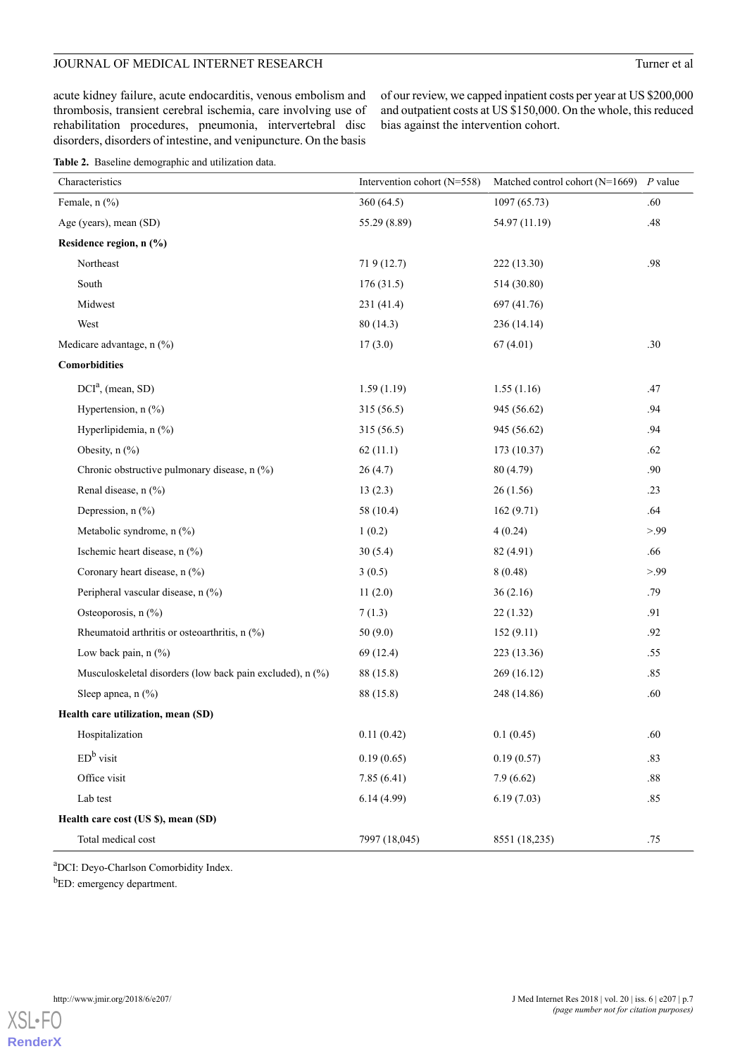acute kidney failure, acute endocarditis, venous embolism and thrombosis, transient cerebral ischemia, care involving use of rehabilitation procedures, pneumonia, intervertebral disc disorders, disorders of intestine, and venipuncture. On the basis of our review, we capped inpatient costs per year at US $200,000 and outpatient costs at US $150,000. On the whole, this reduced bias against the intervention cohort.

**Table 2.** Baseline demographic and utilization data.

| Characteristics | Intervention cohort (N=558) | Matched control cohort (N=1669) | *P* value |
|---|---|---|---|
| Female, n (%) | 360 (64.5) | 1097 (65.73) | .60 |
| Age (years), mean (SD) | 55.29 (8.89) | 54.97 (11.19) | .48 |
| **Residence region, n (%)** | | | |
| Northeast | 71 9 (12.7) | 222 (13.30) | .98 |
| South | 176 (31.5) | 514 (30.80) | |
| Midwest | 231 (41.4) | 697 (41.76) | |
| West | 80 (14.3) | 236 (14.14) | |
| Medicare advantage, n (%) | 17 (3.0) | 67 (4.01) | .30 |
| **Comorbidities** | | | |
| DCI[a], (mean, SD) | 1.59 (1.19) | 1.55 (1.16) | .47 |
| Hypertension, n (%) | 315 (56.5) | 945 (56.62) | .94 |
| Hyperlipidemia, n (%) | 315 (56.5) | 945 (56.62) | .94 |
| Obesity, n (%) | 62 (11.1) | 173 (10.37) | .62 |
| Chronic obstructive pulmonary disease, n (%) | 26 (4.7) | 80 (4.79) | .90 |
| Renal disease, n (%) | 13 (2.3) | 26 (1.56) | .23 |
| Depression, n (%) | 58 (10.4) | 162 (9.71) | .64 |
| Metabolic syndrome, n (%) | 1 (0.2) | 4 (0.24) | >.99 |
| Ischemic heart disease, n (%) | 30 (5.4) | 82 (4.91) | .66 |
| Coronary heart disease, n (%) | 3 (0.5) | 8 (0.48) | >.99 |
| Peripheral vascular disease, n (%) | 11 (2.0) | 36 (2.16) | .79 |
| Osteoporosis, n (%) | 7 (1.3) | 22 (1.32) | .91 |
| Rheumatoid arthritis or osteoarthritis, n (%) | 50 (9.0) | 152 (9.11) | .92 |
| Low back pain, n (%) | 69 (12.4) | 223 (13.36) | .55 |
| Musculoskeletal disorders (low back pain excluded), n (%) | 88 (15.8) | 269 (16.12) | .85 |
| Sleep apnea, n (%) | 88 (15.8) | 248 (14.86) | .60 |
| **Health care utilization, mean (SD)** | | | |
| Hospitalization | 0.11 (0.42) | 0.1 (0.45) | .60 |
| ED[b] visit | 0.19 (0.65) | 0.19 (0.57) | .83 |
| Office visit | 7.85 (6.41) | 7.9 (6.62) | .88 |
| Lab test | 6.14 (4.99) | 6.19 (7.03) | .85 |
| **Health care cost (US $), mean (SD)** | | | |
| Total medical cost | 7997 (18,045) | 8551 (18,235) | .75 |

[a]DCI: Deyo-Charlson Comorbidity Index.

[b]ED: emergency department.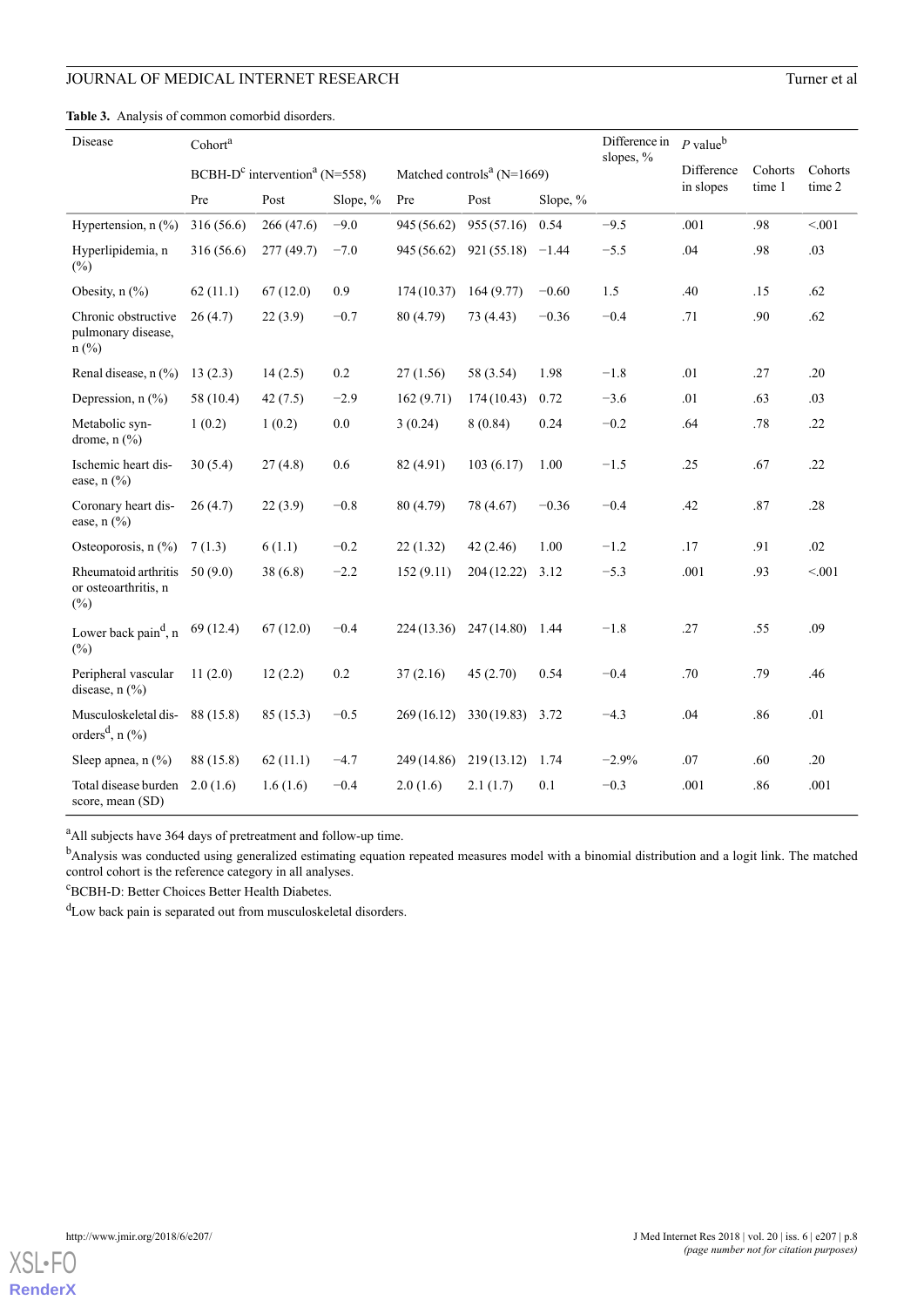**Table 3.** Analysis of common comorbid disorders.

| Disease | Cohort[a] | | | | | | Difference in slopes, % | *P* value[b] | | |
|---|---|---|---|---|---|---|---|---|---|---|
| | BCBH-D[c] intervention[a] (N=558) | | | Matched controls[a] (N=1669) | | | | Difference in slopes | Cohorts time 1 | Cohorts time 2 |
| | Pre | Post | Slope, % | Pre | Post | Slope, % | | | | |
| Hypertension, n (%) | 316 (56.6) | 266 (47.6) | −9.0 | 945 (56.62) | 955 (57.16) | 0.54 | −9.5 | .001 | .98 | <.001 |
| Hyperlipidemia, n (%) | 316 (56.6) | 277 (49.7) | −7.0 | 945 (56.62) | 921 (55.18) | −1.44 | −5.5 | .04 | .98 | .03 |
| Obesity, n (%) | 62 (11.1) | 67 (12.0) | 0.9 | 174 (10.37) | 164 (9.77) | −0.60 | 1.5 | .40 | .15 | .62 |
| Chronic obstructive pulmonary disease, n (%) | 26 (4.7) | 22 (3.9) | −0.7 | 80 (4.79) | 73 (4.43) | −0.36 | −0.4 | .71 | .90 | .62 |
| Renal disease, n (%) | 13 (2.3) | 14 (2.5) | 0.2 | 27 (1.56) | 58 (3.54) | 1.98 | −1.8 | .01 | .27 | .20 |
| Depression, n (%) | 58 (10.4) | 42 (7.5) | −2.9 | 162 (9.71) | 174 (10.43) | 0.72 | −3.6 | .01 | .63 | .03 |
| Metabolic syndrome, n (%) | 1 (0.2) | 1 (0.2) | 0.0 | 3 (0.24) | 8 (0.84) | 0.24 | −0.2 | .64 | .78 | .22 |
| Ischemic heart disease, n (%) | 30 (5.4) | 27 (4.8) | 0.6 | 82 (4.91) | 103 (6.17) | 1.00 | −1.5 | .25 | .67 | .22 |
| Coronary heart disease, n (%) | 26 (4.7) | 22 (3.9) | −0.8 | 80 (4.79) | 78 (4.67) | −0.36 | −0.4 | .42 | .87 | .28 |
| Osteoporosis, n (%) | 7 (1.3) | 6 (1.1) | −0.2 | 22 (1.32) | 42 (2.46) | 1.00 | −1.2 | .17 | .91 | .02 |
| Rheumatoid arthritis or osteoarthritis, n (%) | 50 (9.0) | 38 (6.8) | −2.2 | 152 (9.11) | 204 (12.22) | 3.12 | −5.3 | .001 | .93 | <.001 |
| Lower back pain[d], n (%) | 69 (12.4) | 67 (12.0) | −0.4 | 224 (13.36) | 247 (14.80) | 1.44 | −1.8 | .27 | .55 | .09 |
| Peripheral vascular disease, n (%) | 11 (2.0) | 12 (2.2) | 0.2 | 37 (2.16) | 45 (2.70) | 0.54 | −0.4 | .70 | .79 | .46 |
| Musculoskeletal disorders[d], n (%) | 88 (15.8) | 85 (15.3) | −0.5 | 269 (16.12) | 330 (19.83) | 3.72 | −4.3 | .04 | .86 | .01 |
| Sleep apnea, n (%) | 88 (15.8) | 62 (11.1) | −4.7 | 249 (14.86) | 219 (13.12) | 1.74 | −2.9% | .07 | .60 | .20 |
| Total disease burden score, mean (SD) | 2.0 (1.6) | 1.6 (1.6) | −0.4 | 2.0 (1.6) | 2.1 (1.7) | 0.1 | −0.3 | .001 | .86 | .001 |

[a]All subjects have 364 days of pretreatment and follow-up time.

[b]Analysis was conducted using generalized estimating equation repeated measures model with a binomial distribution and a logit link. The matched control cohort is the reference category in all analyses.

[c]BCBH-D: Better Choices Better Health Diabetes.

[d]Low back pain is separated out from musculoskeletal disorders.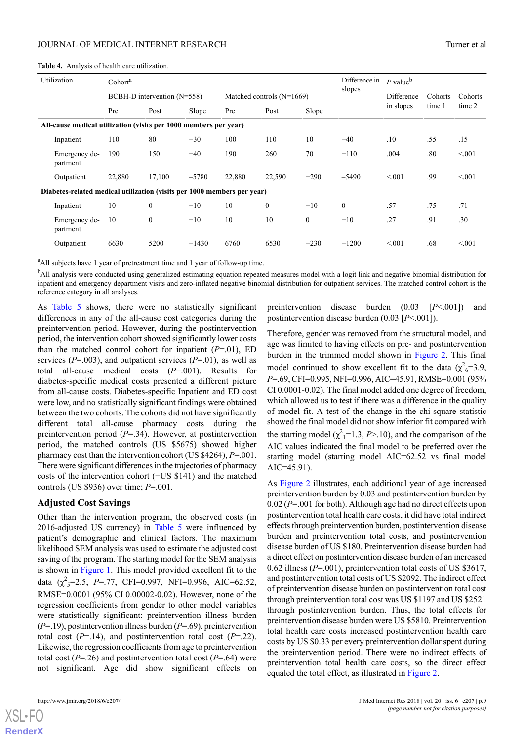**Table 4.** Analysis of health care utilization.

| Utilization | Cohort[a] | | | | | | Difference in slopes | *P* value[b] | | |
|---|---|---|---|---|---|---|---|---|---|---|
| | BCBH-D intervention (N=558) | | | Matched controls (N=1669) | | | | Difference in slopes | Cohorts time 1 | Cohorts time 2 |
| | Pre | Post | Slope | Pre | Post | Slope | | | | |
| **All-cause medical utilization (visits per 1000 members per year)** | | | | | | | | | | |
| Inpatient | 110 | 80 | −30 | 100 | 110 | 10 | −40 | .10 | .55 | .15 |
| Emergency department | 190 | 150 | −40 | 190 | 260 | 70 | −110 | .004 | .80 | <.001 |
| Outpatient | 22,880 | 17,100 | –5780 | 22,880 | 22,590 | −290 | –5490 | <.001 | .99 | <.001 |
| **Diabetes-related medical utilization (visits per 1000 members per year)** | | | | | | | | | | |
| Inpatient | 10 | 0 | −10 | 10 | 0 | −10 | 0 | .57 | .75 | .71 |
| Emergency department | 10 | 0 | −10 | 10 | 10 | 0 | −10 | .27 | .91 | .30 |
| Outpatient | 6630 | 5200 | −1430 | 6760 | 6530 | −230 | −1200 | <.001 | .68 | <.001 |

[a]All subjects have 1 year of pretreatment time and 1 year of follow-up time.

[b]All analysis were conducted using generalized estimating equation repeated measures model with a logit link and negative binomial distribution for inpatient and emergency department visits and zero-inflated negative binomial distribution for outpatient services. The matched control cohort is the reference category in all analyses.

As Table 5 shows, there were no statistically significant differences in any of the all-cause cost categories during the preintervention period. However, during the postintervention period, the intervention cohort showed significantly lower costs than the matched control cohort for inpatient (*P*=.01), ED services (*P*=.003), and outpatient services (*P*=.01), as well as total all-cause medical costs (*P*=.001). Results for diabetes-specific medical costs presented a different picture from all-cause costs. Diabetes-specific inpatient and ED cost were low, and no statistically significant findings were obtained between the two cohorts. The cohorts did not have significantly different total all-cause pharmacy costs during the preintervention period (*P*=.34). However, at postintervention period, the matched controls (US $5675) showed higher pharmacy cost than the intervention cohort (US $4264), *P*=.001. There were significant differences in the trajectories of pharmacy costs of the intervention cohort (−US $141) and the matched controls (US $936) over time; *P*=.001.

## Adjusted Cost Savings

Other than the intervention program, the observed costs (in 2016-adjusted US currency) in Table 5 were influenced by patient's demographic and clinical factors. The maximum likelihood SEM analysis was used to estimate the adjusted cost saving of the program. The starting model for the SEM analysis is shown in Figure 1. This model provided excellent fit to the data ($\chi^2_5$=2.5, *P*=.77, CFI=0.997, NFI=0.996, AIC=62.52, RMSE=0.0001 (95% CI 0.00002-0.02). However, none of the regression coefficients from gender to other model variables were statistically significant: preintervention illness burden (*P*=.19), postintervention illness burden (*P*=.69), preintervention total cost (*P*=.14), and postintervention total cost (*P*=.22). Likewise, the regression coefficients from age to preintervention total cost (*P*=.26) and postintervention total cost (*P*=.64) were not significant. Age did show significant effects on preintervention disease burden (0.03 [*P*<.001]) and postintervention disease burden (0.03 [*P*<.001]).

Therefore, gender was removed from the structural model, and age was limited to having effects on pre- and postintervention burden in the trimmed model shown in Figure 2. This final model continued to show excellent fit to the data ($\chi^2_6$=3.9, *P*=.69, CFI=0.995, NFI=0.996, AIC=45.91, RMSE=0.001 (95% CI 0.0001-0.02). The final model added one degree of freedom, which allowed us to test if there was a difference in the quality of model fit. A test of the change in the chi-square statistic showed the final model did not show inferior fit compared with the starting model ($\chi^2_1$=1.3, *P*>.10), and the comparison of the AIC values indicated the final model to be preferred over the starting model (starting model AIC=62.52 vs final model AIC=45.91).

As Figure 2 illustrates, each additional year of age increased preintervention burden by 0.03 and postintervention burden by 0.02 (*P*=.001 for both). Although age had no direct effects upon postintervention total health care costs, it did have total indirect effects through preintervention burden, postintervention disease burden and preintervention total costs, and postintervention disease burden of US $180. Preintervention disease burden had a direct effect on postintervention disease burden of an increased 0.62 illness (*P*=.001), preintervention total costs of US $3617, and postintervention total costs of US $2092. The indirect effect of preintervention disease burden on postintervention total cost through preintervention total cost was US $1197 and US $2521 through postintervention burden. Thus, the total effects for preintervention disease burden were US $5810. Preintervention total health care costs increased postintervention health care costs by US $0.33 per every preintervention dollar spent during the preintervention period. There were no indirect effects of preintervention total health care costs, so the direct effect equaled the total effect, as illustrated in Figure 2.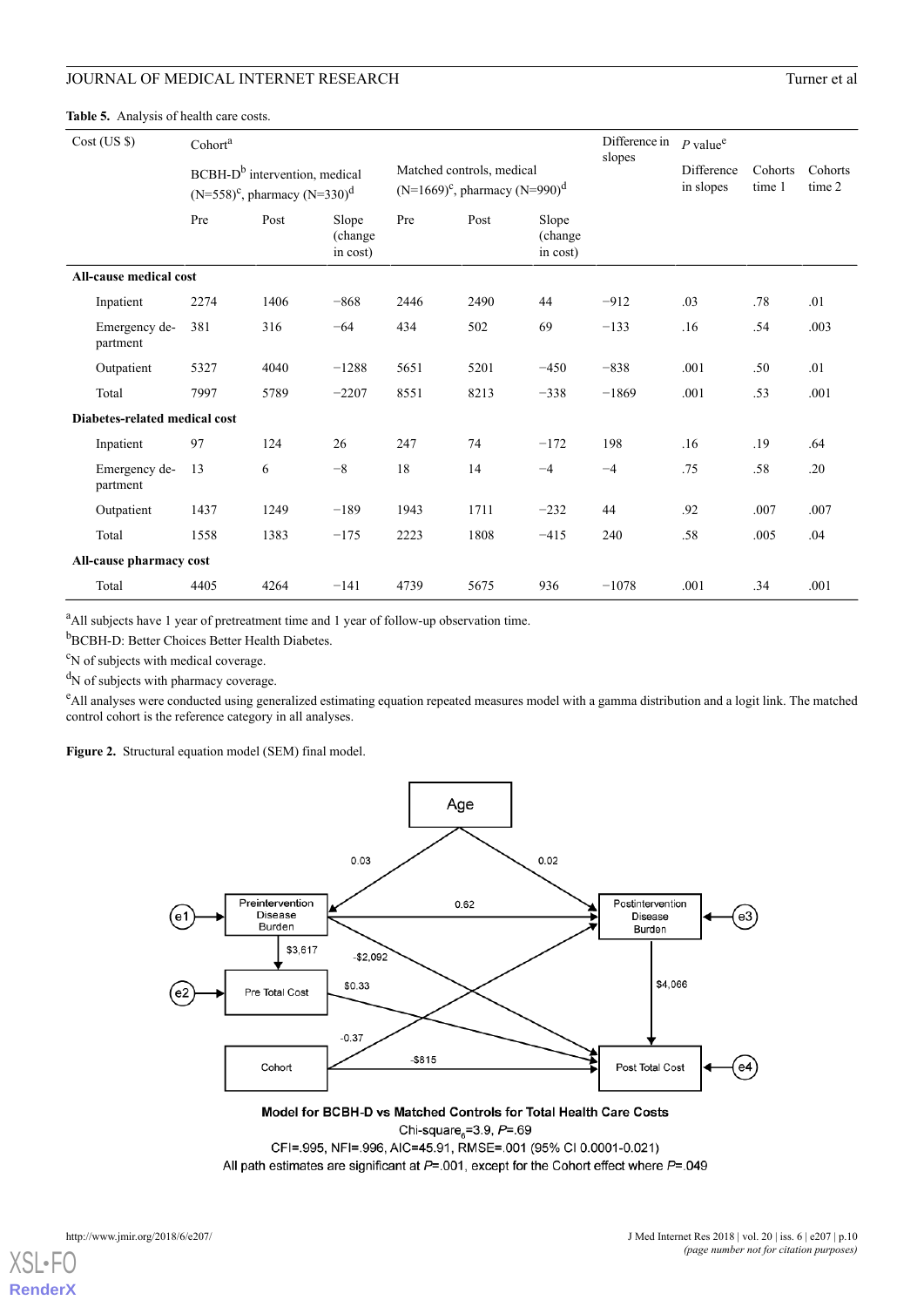**Table 5.** Analysis of health care costs.

| Cost (US $) | Cohort[a] | | | | | | Difference in slopes | *P* value[e] | | |
|---|---|---|---|---|---|---|---|---|---|---|
| | BCBH-D[b] intervention, medical (N=558)[c], pharmacy (N=330)[d] | | | Matched controls, medical (N=1669)[c], pharmacy (N=990)[d] | | | | Difference in slopes | Cohorts time 1 | Cohorts time 2 |
| | Pre | Post | Slope (change in cost) | Pre | Post | Slope (change in cost) | | | | |
| **All-cause medical cost** | | | | | | | | | | |
| Inpatient | 2274 | 1406 | −868 | 2446 | 2490 | 44 | −912 | .03 | .78 | .01 |
| Emergency department | 381 | 316 | −64 | 434 | 502 | 69 | −133 | .16 | .54 | .003 |
| Outpatient | 5327 | 4040 | −1288 | 5651 | 5201 | −450 | −838 | .001 | .50 | .01 |
| Total | 7997 | 5789 | −2207 | 8551 | 8213 | −338 | −1869 | .001 | .53 | .001 |
| **Diabetes-related medical cost** | | | | | | | | | | |
| Inpatient | 97 | 124 | 26 | 247 | 74 | −172 | 198 | .16 | .19 | .64 |
| Emergency department | 13 | 6 | −8 | 18 | 14 | −4 | −4 | .75 | .58 | .20 |
| Outpatient | 1437 | 1249 | −189 | 1943 | 1711 | −232 | 44 | .92 | .007 | .007 |
| Total | 1558 | 1383 | −175 | 2223 | 1808 | −415 | 240 | .58 | .005 | .04 |
| **All-cause pharmacy cost** | | | | | | | | | | |
| Total | 4405 | 4264 | −141 | 4739 | 5675 | 936 | −1078 | .001 | .34 | .001 |

[a]All subjects have 1 year of pretreatment time and 1 year of follow-up observation time.

[b]BCBH-D: Better Choices Better Health Diabetes.

[c]N of subjects with medical coverage.

[d]N of subjects with pharmacy coverage.

[e]All analyses were conducted using generalized estimating equation repeated measures model with a gamma distribution and a logit link. The matched control cohort is the reference category in all analyses.

**Figure 2.** Structural equation model (SEM) final model.

Model for BCBH-D vs Matched Controls for Total Health Care Costs

Chi-square$_6$=3.9, *P*=.69

CFI=.995, NFI=.996, AIC=45.91, RMSE=.001 (95% CI 0.0001-0.021)

All path estimates are significant at *P*=.001, except for the Cohort effect where *P*=.049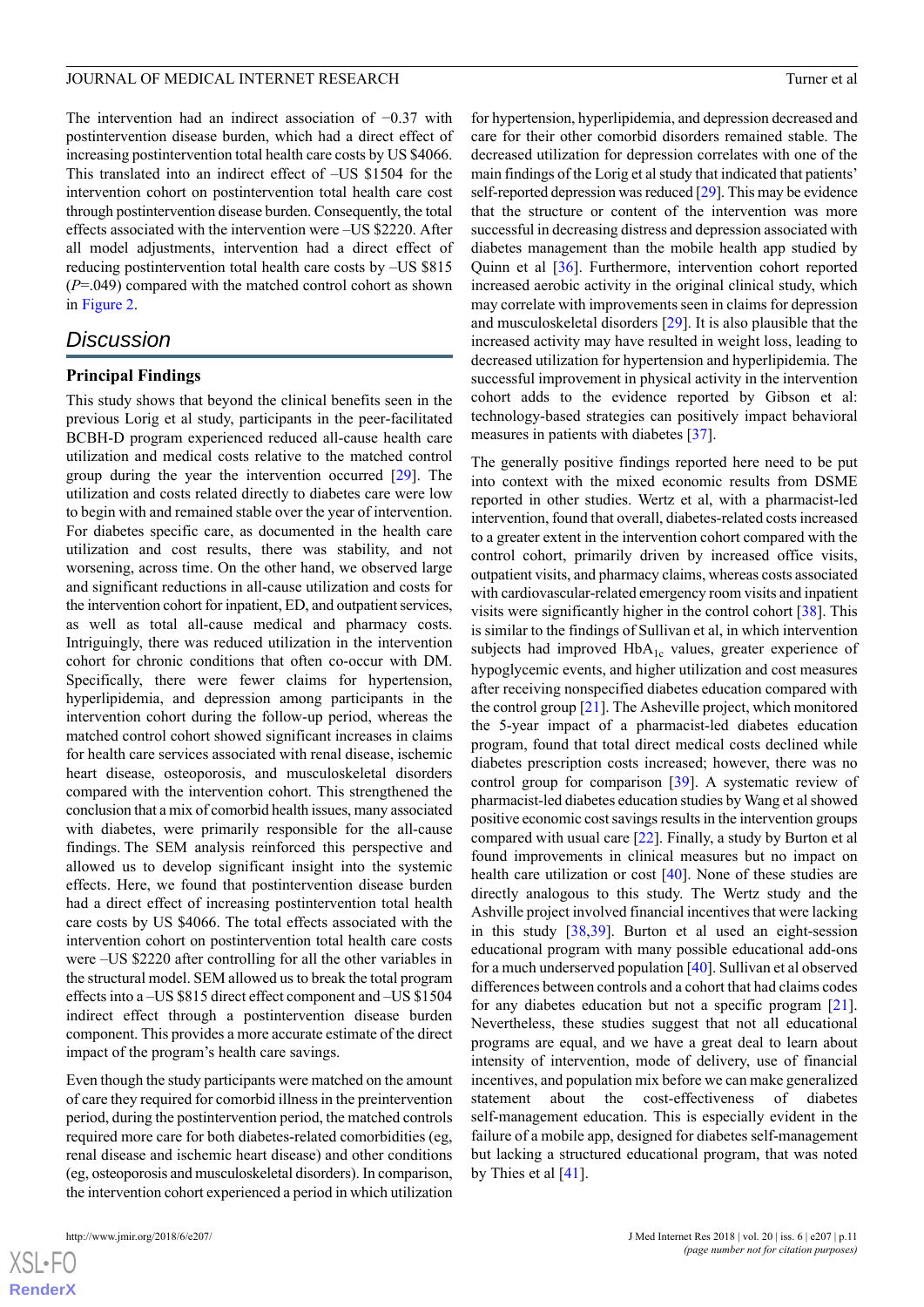The intervention had an indirect association of −0.37 with postintervention disease burden, which had a direct effect of increasing postintervention total health care costs by US $4066. This translated into an indirect effect of –US $1504 for the intervention cohort on postintervention total health care cost through postintervention disease burden. Consequently, the total effects associated with the intervention were –US $2220. After all model adjustments, intervention had a direct effect of reducing postintervention total health care costs by –US $815 ($P$=.049) compared with the matched control cohort as shown in Figure 2.

## Discussion

### Principal Findings

This study shows that beyond the clinical benefits seen in the previous Lorig et al study, participants in the peer-facilitated BCBH-D program experienced reduced all-cause health care utilization and medical costs relative to the matched control group during the year the intervention occurred [29]. The utilization and costs related directly to diabetes care were low to begin with and remained stable over the year of intervention. For diabetes specific care, as documented in the health care utilization and cost results, there was stability, and not worsening, across time. On the other hand, we observed large and significant reductions in all-cause utilization and costs for the intervention cohort for inpatient, ED, and outpatient services, as well as total all-cause medical and pharmacy costs. Intriguingly, there was reduced utilization in the intervention cohort for chronic conditions that often co-occur with DM. Specifically, there were fewer claims for hypertension, hyperlipidemia, and depression among participants in the intervention cohort during the follow-up period, whereas the matched control cohort showed significant increases in claims for health care services associated with renal disease, ischemic heart disease, osteoporosis, and musculoskeletal disorders compared with the intervention cohort. This strengthened the conclusion that a mix of comorbid health issues, many associated with diabetes, were primarily responsible for the all-cause findings. The SEM analysis reinforced this perspective and allowed us to develop significant insight into the systemic effects. Here, we found that postintervention disease burden had a direct effect of increasing postintervention total health care costs by US $4066. The total effects associated with the intervention cohort on postintervention total health care costs were –US $2220 after controlling for all the other variables in the structural model. SEM allowed us to break the total program effects into a –US $815 direct effect component and –US $1504 indirect effect through a postintervention disease burden component. This provides a more accurate estimate of the direct impact of the program's health care savings.

Even though the study participants were matched on the amount of care they required for comorbid illness in the preintervention period, during the postintervention period, the matched controls required more care for both diabetes-related comorbidities (eg, renal disease and ischemic heart disease) and other conditions (eg, osteoporosis and musculoskeletal disorders). In comparison, the intervention cohort experienced a period in which utilization for hypertension, hyperlipidemia, and depression decreased and care for their other comorbid disorders remained stable. The decreased utilization for depression correlates with one of the main findings of the Lorig et al study that indicated that patients' self-reported depression was reduced [29]. This may be evidence that the structure or content of the intervention was more successful in decreasing distress and depression associated with diabetes management than the mobile health app studied by Quinn et al [36]. Furthermore, intervention cohort reported increased aerobic activity in the original clinical study, which may correlate with improvements seen in claims for depression and musculoskeletal disorders [29]. It is also plausible that the increased activity may have resulted in weight loss, leading to decreased utilization for hypertension and hyperlipidemia. The successful improvement in physical activity in the intervention cohort adds to the evidence reported by Gibson et al: technology-based strategies can positively impact behavioral measures in patients with diabetes [37].

The generally positive findings reported here need to be put into context with the mixed economic results from DSME reported in other studies. Wertz et al, with a pharmacist-led intervention, found that overall, diabetes-related costs increased to a greater extent in the intervention cohort compared with the control cohort, primarily driven by increased office visits, outpatient visits, and pharmacy claims, whereas costs associated with cardiovascular-related emergency room visits and inpatient visits were significantly higher in the control cohort [38]. This is similar to the findings of Sullivan et al, in which intervention subjects had improved $HbA_{1c}$ values, greater experience of hypoglycemic events, and higher utilization and cost measures after receiving nonspecified diabetes education compared with the control group [21]. The Asheville project, which monitored the 5-year impact of a pharmacist-led diabetes education program, found that total direct medical costs declined while diabetes prescription costs increased; however, there was no control group for comparison [39]. A systematic review of pharmacist-led diabetes education studies by Wang et al showed positive economic cost savings results in the intervention groups compared with usual care [22]. Finally, a study by Burton et al found improvements in clinical measures but no impact on health care utilization or cost [40]. None of these studies are directly analogous to this study. The Wertz study and the Ashville project involved financial incentives that were lacking in this study [38,39]. Burton et al used an eight-session educational program with many possible educational add-ons for a much underserved population [40]. Sullivan et al observed differences between controls and a cohort that had claims codes for any diabetes education but not a specific program [21]. Nevertheless, these studies suggest that not all educational programs are equal, and we have a great deal to learn about intensity of intervention, mode of delivery, use of financial incentives, and population mix before we can make generalized statement about the cost-effectiveness of diabetes self-management education. This is especially evident in the failure of a mobile app, designed for diabetes self-management but lacking a structured educational program, that was noted by Thies et al [41].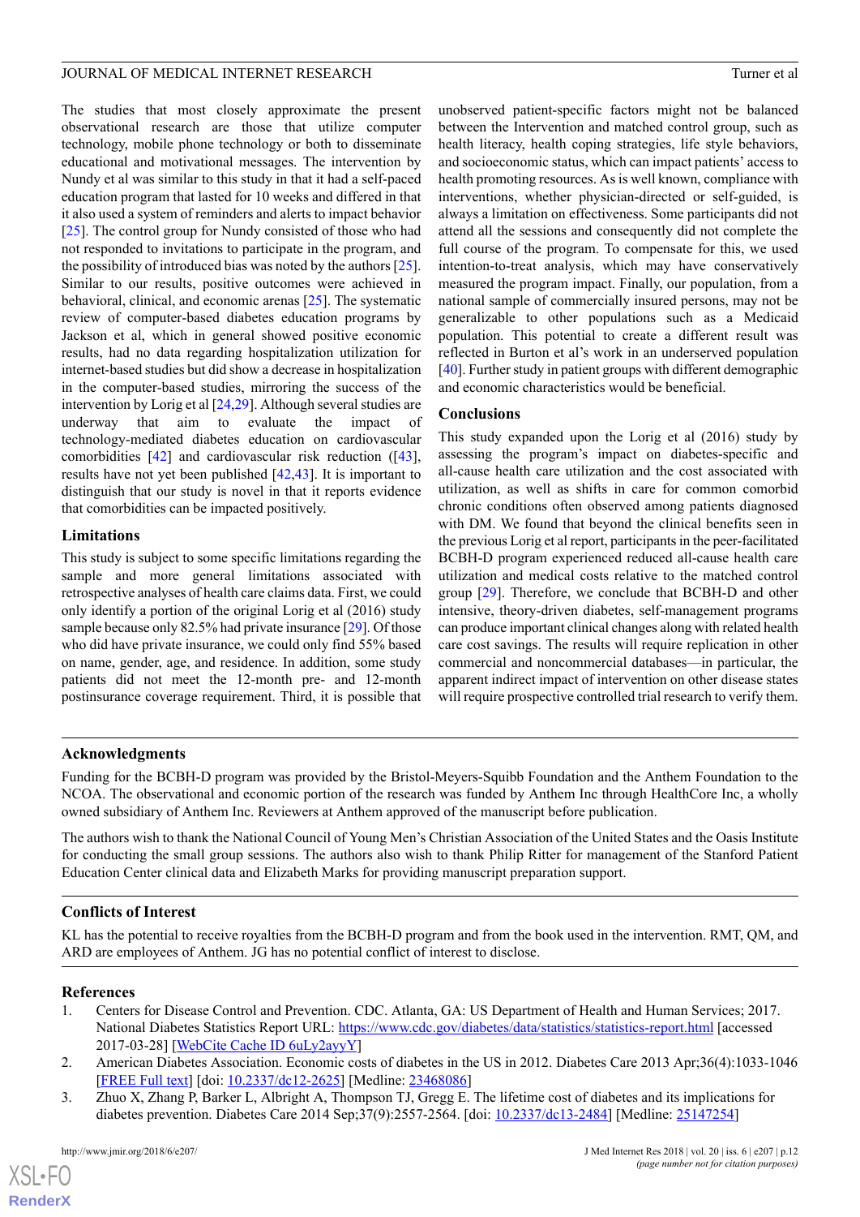The studies that most closely approximate the present observational research are those that utilize computer technology, mobile phone technology or both to disseminate educational and motivational messages. The intervention by Nundy et al was similar to this study in that it had a self-paced education program that lasted for 10 weeks and differed in that it also used a system of reminders and alerts to impact behavior [25]. The control group for Nundy consisted of those who had not responded to invitations to participate in the program, and the possibility of introduced bias was noted by the authors [25]. Similar to our results, positive outcomes were achieved in behavioral, clinical, and economic arenas [25]. The systematic review of computer-based diabetes education programs by Jackson et al, which in general showed positive economic results, had no data regarding hospitalization utilization for internet-based studies but did show a decrease in hospitalization in the computer-based studies, mirroring the success of the intervention by Lorig et al [24,29]. Although several studies are underway that aim to evaluate the impact of technology-mediated diabetes education on cardiovascular comorbidities [42] and cardiovascular risk reduction ([43], results have not yet been published [42,43]. It is important to distinguish that our study is novel in that it reports evidence that comorbidities can be impacted positively.

### Limitations

This study is subject to some specific limitations regarding the sample and more general limitations associated with retrospective analyses of health care claims data. First, we could only identify a portion of the original Lorig et al (2016) study sample because only 82.5% had private insurance [29]. Of those who did have private insurance, we could only find 55% based on name, gender, age, and residence. In addition, some study patients did not meet the 12-month pre- and 12-month postinsurance coverage requirement. Third, it is possible that unobserved patient-specific factors might not be balanced between the Intervention and matched control group, such as health literacy, health coping strategies, life style behaviors, and socioeconomic status, which can impact patients' access to health promoting resources. As is well known, compliance with interventions, whether physician-directed or self-guided, is always a limitation on effectiveness. Some participants did not attend all the sessions and consequently did not complete the full course of the program. To compensate for this, we used intention-to-treat analysis, which may have conservatively measured the program impact. Finally, our population, from a national sample of commercially insured persons, may not be generalizable to other populations such as a Medicaid population. This potential to create a different result was reflected in Burton et al's work in an underserved population [40]. Further study in patient groups with different demographic and economic characteristics would be beneficial.

### Conclusions

This study expanded upon the Lorig et al (2016) study by assessing the program's impact on diabetes-specific and all-cause health care utilization and the cost associated with utilization, as well as shifts in care for common comorbid chronic conditions often observed among patients diagnosed with DM. We found that beyond the clinical benefits seen in the previous Lorig et al report, participants in the peer-facilitated BCBH-D program experienced reduced all-cause health care utilization and medical costs relative to the matched control group [29]. Therefore, we conclude that BCBH-D and other intensive, theory-driven diabetes, self-management programs can produce important clinical changes along with related health care cost savings. The results will require replication in other commercial and noncommercial databases—in particular, the apparent indirect impact of intervention on other disease states will require prospective controlled trial research to verify them.

## Acknowledgments

Funding for the BCBH-D program was provided by the Bristol-Meyers-Squibb Foundation and the Anthem Foundation to the NCOA. The observational and economic portion of the research was funded by Anthem Inc through HealthCore Inc, a wholly owned subsidiary of Anthem Inc. Reviewers at Anthem approved of the manuscript before publication.

The authors wish to thank the National Council of Young Men's Christian Association of the United States and the Oasis Institute for conducting the small group sessions. The authors also wish to thank Philip Ritter for management of the Stanford Patient Education Center clinical data and Elizabeth Marks for providing manuscript preparation support.

## Conflicts of Interest

KL has the potential to receive royalties from the BCBH-D program and from the book used in the intervention. RMT, QM, and ARD are employees of Anthem. JG has no potential conflict of interest to disclose.

## References

1. Centers for Disease Control and Prevention. CDC. Atlanta, GA: US Department of Health and Human Services; 2017. National Diabetes Statistics Report URL: https://www.cdc.gov/diabetes/data/statistics/statistics-report.html [accessed 2017-03-28] [WebCite Cache ID 6uLy2ayyY]
2. American Diabetes Association. Economic costs of diabetes in the US in 2012. Diabetes Care 2013 Apr;36(4):1033-1046 [FREE Full text] [doi: 10.2337/dc12-2625] [Medline: 23468086]
3. Zhuo X, Zhang P, Barker L, Albright A, Thompson TJ, Gregg E. The lifetime cost of diabetes and its implications for diabetes prevention. Diabetes Care 2014 Sep;37(9):2557-2564. [doi: 10.2337/dc13-2484] [Medline: 25147254]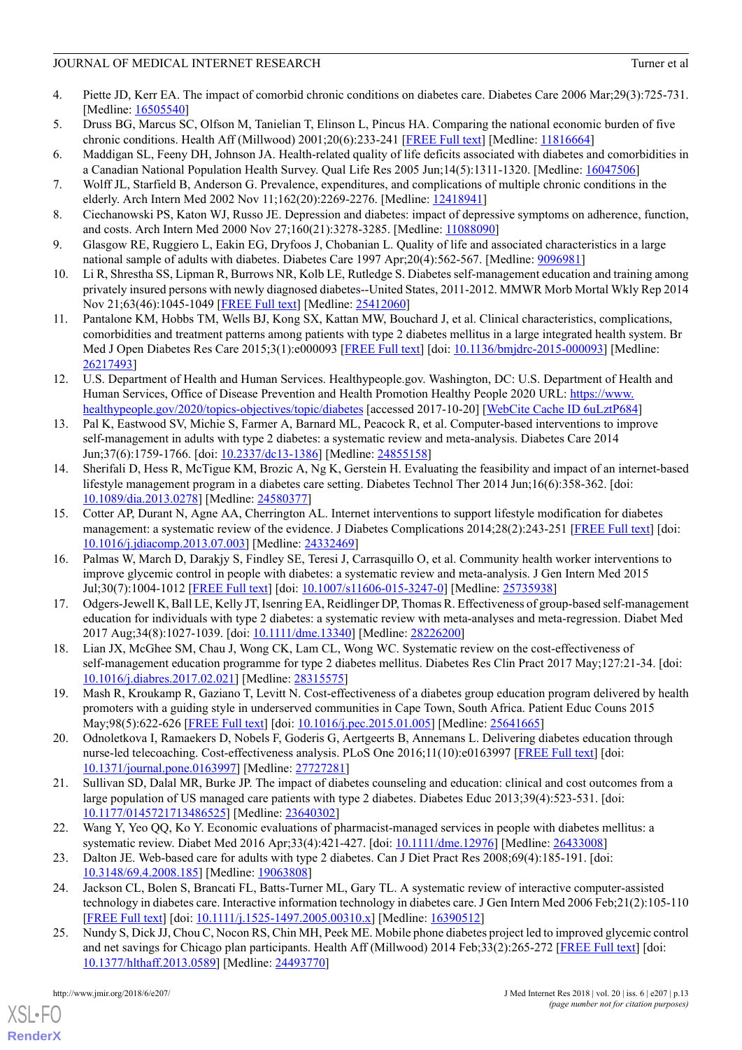4. Piette JD, Kerr EA. The impact of comorbid chronic conditions on diabetes care. Diabetes Care 2006 Mar;29(3):725-731. [Medline: 16505540]
5. Druss BG, Marcus SC, Olfson M, Tanielian T, Elinson L, Pincus HA. Comparing the national economic burden of five chronic conditions. Health Aff (Millwood) 2001;20(6):233-241 [FREE Full text] [Medline: 11816664]
6. Maddigan SL, Feeny DH, Johnson JA. Health-related quality of life deficits associated with diabetes and comorbidities in a Canadian National Population Health Survey. Qual Life Res 2005 Jun;14(5):1311-1320. [Medline: 16047506]
7. Wolff JL, Starfield B, Anderson G. Prevalence, expenditures, and complications of multiple chronic conditions in the elderly. Arch Intern Med 2002 Nov 11;162(20):2269-2276. [Medline: 12418941]
8. Ciechanowski PS, Katon WJ, Russo JE. Depression and diabetes: impact of depressive symptoms on adherence, function, and costs. Arch Intern Med 2000 Nov 27;160(21):3278-3285. [Medline: 11088090]
9. Glasgow RE, Ruggiero L, Eakin EG, Dryfoos J, Chobanian L. Quality of life and associated characteristics in a large national sample of adults with diabetes. Diabetes Care 1997 Apr;20(4):562-567. [Medline: 9096981]
10. Li R, Shrestha SS, Lipman R, Burrows NR, Kolb LE, Rutledge S. Diabetes self-management education and training among privately insured persons with newly diagnosed diabetes--United States, 2011-2012. MMWR Morb Mortal Wkly Rep 2014 Nov 21;63(46):1045-1049 [FREE Full text] [Medline: 25412060]
11. Pantalone KM, Hobbs TM, Wells BJ, Kong SX, Kattan MW, Bouchard J, et al. Clinical characteristics, complications, comorbidities and treatment patterns among patients with type 2 diabetes mellitus in a large integrated health system. Br Med J Open Diabetes Res Care 2015;3(1):e000093 [FREE Full text] [doi: 10.1136/bmjdrc-2015-000093] [Medline: 26217493]
12. U.S. Department of Health and Human Services. Healthypeople.gov. Washington, DC: U.S. Department of Health and Human Services, Office of Disease Prevention and Health Promotion Healthy People 2020 URL: https://www.healthypeople.gov/2020/topics-objectives/topic/diabetes [accessed 2017-10-20] [WebCite Cache ID 6uLztP684]
13. Pal K, Eastwood SV, Michie S, Farmer A, Barnard ML, Peacock R, et al. Computer-based interventions to improve self-management in adults with type 2 diabetes: a systematic review and meta-analysis. Diabetes Care 2014 Jun;37(6):1759-1766. [doi: 10.2337/dc13-1386] [Medline: 24855158]
14. Sherifali D, Hess R, McTigue KM, Brozic A, Ng K, Gerstein H. Evaluating the feasibility and impact of an internet-based lifestyle management program in a diabetes care setting. Diabetes Technol Ther 2014 Jun;16(6):358-362. [doi: 10.1089/dia.2013.0278] [Medline: 24580377]
15. Cotter AP, Durant N, Agne AA, Cherrington AL. Internet interventions to support lifestyle modification for diabetes management: a systematic review of the evidence. J Diabetes Complications 2014;28(2):243-251 [FREE Full text] [doi: 10.1016/j.jdiacomp.2013.07.003] [Medline: 24332469]
16. Palmas W, March D, Darakjy S, Findley SE, Teresi J, Carrasquillo O, et al. Community health worker interventions to improve glycemic control in people with diabetes: a systematic review and meta-analysis. J Gen Intern Med 2015 Jul;30(7):1004-1012 [FREE Full text] [doi: 10.1007/s11606-015-3247-0] [Medline: 25735938]
17. Odgers-Jewell K, Ball LE, Kelly JT, Isenring EA, Reidlinger DP, Thomas R. Effectiveness of group-based self-management education for individuals with type 2 diabetes: a systematic review with meta-analyses and meta-regression. Diabet Med 2017 Aug;34(8):1027-1039. [doi: 10.1111/dme.13340] [Medline: 28226200]
18. Lian JX, McGhee SM, Chau J, Wong CK, Lam CL, Wong WC. Systematic review on the cost-effectiveness of self-management education programme for type 2 diabetes mellitus. Diabetes Res Clin Pract 2017 May;127:21-34. [doi: 10.1016/j.diabres.2017.02.021] [Medline: 28315575]
19. Mash R, Kroukamp R, Gaziano T, Levitt N. Cost-effectiveness of a diabetes group education program delivered by health promoters with a guiding style in underserved communities in Cape Town, South Africa. Patient Educ Couns 2015 May;98(5):622-626 [FREE Full text] [doi: 10.1016/j.pec.2015.01.005] [Medline: 25641665]
20. Odnoletkova I, Ramaekers D, Nobels F, Goderis G, Aertgeerts B, Annemans L. Delivering diabetes education through nurse-led telecoaching. Cost-effectiveness analysis. PLoS One 2016;11(10):e0163997 [FREE Full text] [doi: 10.1371/journal.pone.0163997] [Medline: 27727281]
21. Sullivan SD, Dalal MR, Burke JP. The impact of diabetes counseling and education: clinical and cost outcomes from a large population of US managed care patients with type 2 diabetes. Diabetes Educ 2013;39(4):523-531. [doi: 10.1177/0145721713486525] [Medline: 23640302]
22. Wang Y, Yeo QQ, Ko Y. Economic evaluations of pharmacist-managed services in people with diabetes mellitus: a systematic review. Diabet Med 2016 Apr;33(4):421-427. [doi: 10.1111/dme.12976] [Medline: 26433008]
23. Dalton JE. Web-based care for adults with type 2 diabetes. Can J Diet Pract Res 2008;69(4):185-191. [doi: 10.3148/69.4.2008.185] [Medline: 19063808]
24. Jackson CL, Bolen S, Brancati FL, Batts-Turner ML, Gary TL. A systematic review of interactive computer-assisted technology in diabetes care. Interactive information technology in diabetes care. J Gen Intern Med 2006 Feb;21(2):105-110 [FREE Full text] [doi: 10.1111/j.1525-1497.2005.00310.x] [Medline: 16390512]
25. Nundy S, Dick JJ, Chou C, Nocon RS, Chin MH, Peek ME. Mobile phone diabetes project led to improved glycemic control and net savings for Chicago plan participants. Health Aff (Millwood) 2014 Feb;33(2):265-272 [FREE Full text] [doi: 10.1377/hlthaff.2013.0589] [Medline: 24493770]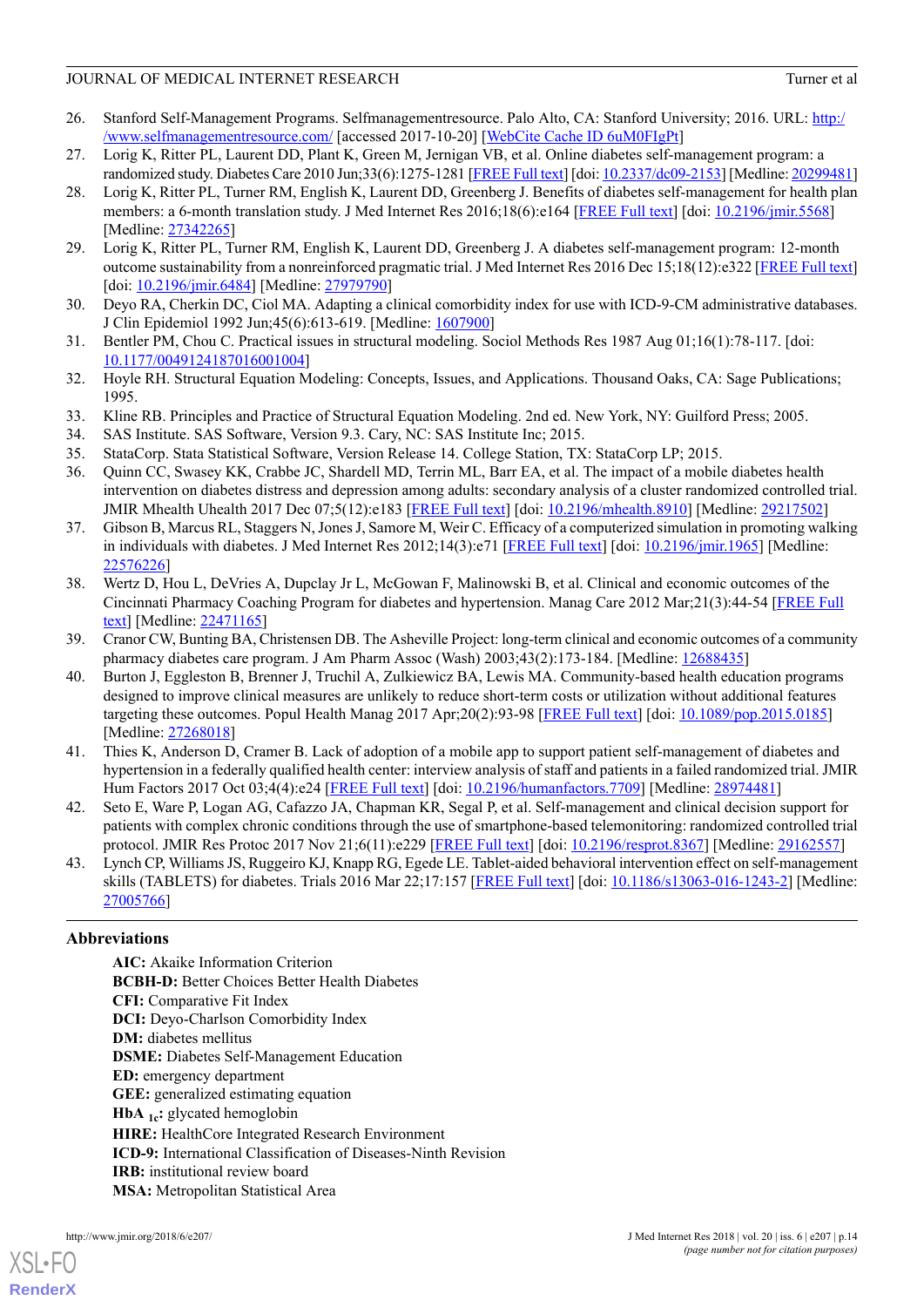26. Stanford Self-Management Programs. Selfmanagementresource. Palo Alto, CA: Stanford University; 2016. URL: http://www.selfmanagementresource.com/ [accessed 2017-10-20] [WebCite Cache ID 6uM0FIgPt]
27. Lorig K, Ritter PL, Laurent DD, Plant K, Green M, Jernigan VB, et al. Online diabetes self-management program: a randomized study. Diabetes Care 2010 Jun;33(6):1275-1281 [FREE Full text] [doi: 10.2337/dc09-2153] [Medline: 20299481]
28. Lorig K, Ritter PL, Turner RM, English K, Laurent DD, Greenberg J. Benefits of diabetes self-management for health plan members: a 6-month translation study. J Med Internet Res 2016;18(6):e164 [FREE Full text] [doi: 10.2196/jmir.5568] [Medline: 27342265]
29. Lorig K, Ritter PL, Turner RM, English K, Laurent DD, Greenberg J. A diabetes self-management program: 12-month outcome sustainability from a nonreinforced pragmatic trial. J Med Internet Res 2016 Dec 15;18(12):e322 [FREE Full text] [doi: 10.2196/jmir.6484] [Medline: 27979790]
30. Deyo RA, Cherkin DC, Ciol MA. Adapting a clinical comorbidity index for use with ICD-9-CM administrative databases. J Clin Epidemiol 1992 Jun;45(6):613-619. [Medline: 1607900]
31. Bentler PM, Chou C. Practical issues in structural modeling. Sociol Methods Res 1987 Aug 01;16(1):78-117. [doi: 10.1177/0049124187016001004]
32. Hoyle RH. Structural Equation Modeling: Concepts, Issues, and Applications. Thousand Oaks, CA: Sage Publications; 1995.
33. Kline RB. Principles and Practice of Structural Equation Modeling. 2nd ed. New York, NY: Guilford Press; 2005.
34. SAS Institute. SAS Software, Version 9.3. Cary, NC: SAS Institute Inc; 2015.
35. StataCorp. Stata Statistical Software, Version Release 14. College Station, TX: StataCorp LP; 2015.
36. Quinn CC, Swasey KK, Crabbe JC, Shardell MD, Terrin ML, Barr EA, et al. The impact of a mobile diabetes health intervention on diabetes distress and depression among adults: secondary analysis of a cluster randomized controlled trial. JMIR Mhealth Uhealth 2017 Dec 07;5(12):e183 [FREE Full text] [doi: 10.2196/mhealth.8910] [Medline: 29217502]
37. Gibson B, Marcus RL, Staggers N, Jones J, Samore M, Weir C. Efficacy of a computerized simulation in promoting walking in individuals with diabetes. J Med Internet Res 2012;14(3):e71 [FREE Full text] [doi: 10.2196/jmir.1965] [Medline: 22576226]
38. Wertz D, Hou L, DeVries A, Dupclay Jr L, McGowan F, Malinowski B, et al. Clinical and economic outcomes of the Cincinnati Pharmacy Coaching Program for diabetes and hypertension. Manag Care 2012 Mar;21(3):44-54 [FREE Full text] [Medline: 22471165]
39. Cranor CW, Bunting BA, Christensen DB. The Asheville Project: long-term clinical and economic outcomes of a community pharmacy diabetes care program. J Am Pharm Assoc (Wash) 2003;43(2):173-184. [Medline: 12688435]
40. Burton J, Eggleston B, Brenner J, Truchil A, Zulkiewicz BA, Lewis MA. Community-based health education programs designed to improve clinical measures are unlikely to reduce short-term costs or utilization without additional features targeting these outcomes. Popul Health Manag 2017 Apr;20(2):93-98 [FREE Full text] [doi: 10.1089/pop.2015.0185] [Medline: 27268018]
41. Thies K, Anderson D, Cramer B. Lack of adoption of a mobile app to support patient self-management of diabetes and hypertension in a federally qualified health center: interview analysis of staff and patients in a failed randomized trial. JMIR Hum Factors 2017 Oct 03;4(4):e24 [FREE Full text] [doi: 10.2196/humanfactors.7709] [Medline: 28974481]
42. Seto E, Ware P, Logan AG, Cafazzo JA, Chapman KR, Segal P, et al. Self-management and clinical decision support for patients with complex chronic conditions through the use of smartphone-based telemonitoring: randomized controlled trial protocol. JMIR Res Protoc 2017 Nov 21;6(11):e229 [FREE Full text] [doi: 10.2196/resprot.8367] [Medline: 29162557]
43. Lynch CP, Williams JS, Ruggeiro KJ, Knapp RG, Egede LE. Tablet-aided behavioral intervention effect on self-management skills (TABLETS) for diabetes. Trials 2016 Mar 22;17:157 [FREE Full text] [doi: 10.1186/s13063-016-1243-2] [Medline: 27005766]

## Abbreviations

**AIC:** Akaike Information Criterion
**BCBH-D:** Better Choices Better Health Diabetes
**CFI:** Comparative Fit Index
**DCI:** Deyo-Charlson Comorbidity Index
**DM:** diabetes mellitus
**DSME:** Diabetes Self-Management Education
**ED:** emergency department
**GEE:** generalized estimating equation
**$HbA_{1c}$:** glycated hemoglobin
**HIRE:** HealthCore Integrated Research Environment
**ICD-9:** International Classification of Diseases-Ninth Revision
**IRB:** institutional review board
**MSA:** Metropolitan Statistical Area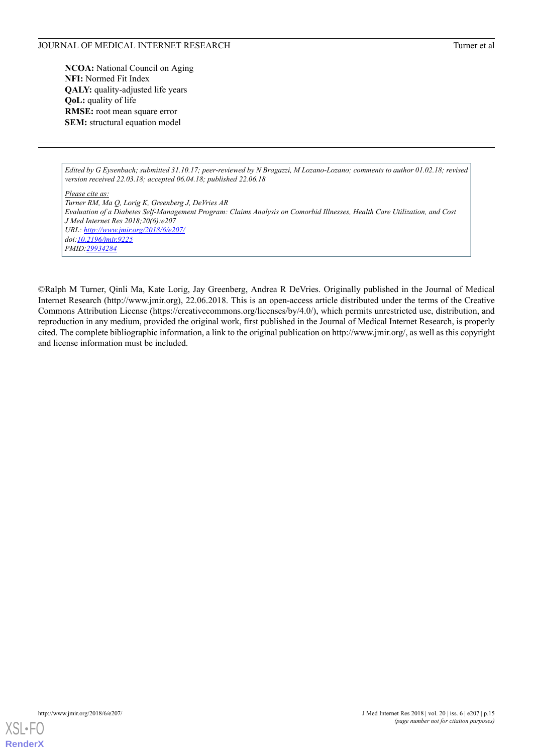**NCOA:** National Council on Aging
**NFI:** Normed Fit Index
**QALY:** quality-adjusted life years
**QoL:** quality of life
**RMSE:** root mean square error
**SEM:** structural equation model

---

*Edited by G Eysenbach; submitted 31.10.17; peer-reviewed by N Bragazzi, M Lozano-Lozano; comments to author 01.02.18; revised version received 22.03.18; accepted 06.04.18; published 22.06.18*

*Please cite as:*
*Turner RM, Ma Q, Lorig K, Greenberg J, DeVries AR*
*Evaluation of a Diabetes Self-Management Program: Claims Analysis on Comorbid Illnesses, Health Care Utilization, and Cost*
*J Med Internet Res 2018;20(6):e207*
*URL: http://www.jmir.org/2018/6/e207/*
*doi:10.2196/jmir.9225*
*PMID:29934284*

©Ralph M Turner, Qinli Ma, Kate Lorig, Jay Greenberg, Andrea R DeVries. Originally published in the Journal of Medical Internet Research (http://www.jmir.org), 22.06.2018. This is an open-access article distributed under the terms of the Creative Commons Attribution License (https://creativecommons.org/licenses/by/4.0/), which permits unrestricted use, distribution, and reproduction in any medium, provided the original work, first published in the Journal of Medical Internet Research, is properly cited. The complete bibliographic information, a link to the original publication on http://www.jmir.org/, as well as this copyright and license information must be included.